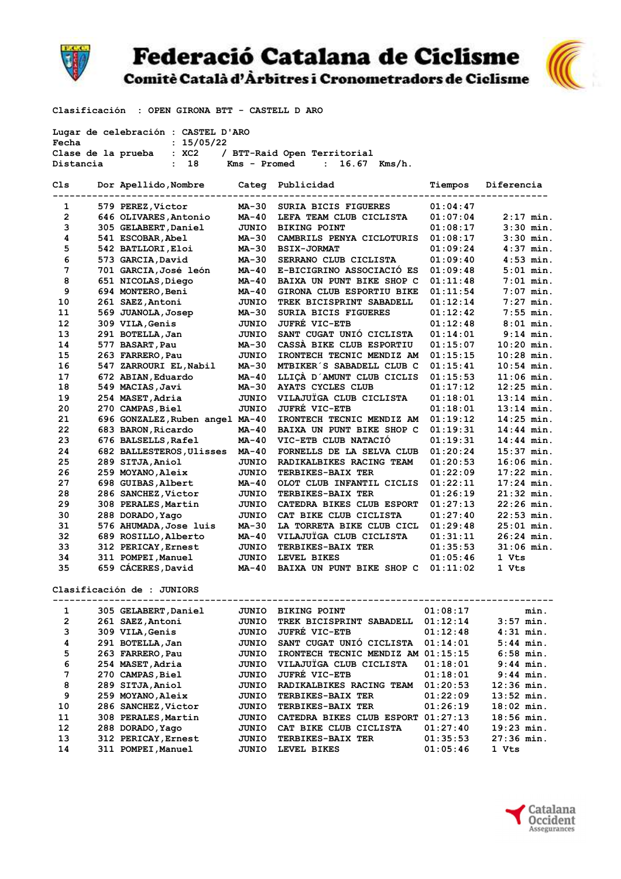# Federació Catalana de Ciclisme

## Comitè Català d'Àrbitres i Cronometradors de Ciclisme

Clasificación : OPEN GIRONA BTT - CASTELL D ARO

Lugar de celebración : CASTEL D'ARO
Fecha : 15/05/22
Clase de la prueba : XC2 / BTT-Raid Open Territorial
Distancia : 18 Kms - Promed : 16.67 Kms/h.

| Cls | Dor | Apellido,Nombre | Categ | Publicidad | Tiempos | Diferencia |
|---|---|---|---|---|---|---|
| 1 | 579 | PEREZ,Víctor | MA-30 | SURIA BICIS FIGUERES | 01:04:47 | |
| 2 | 646 | OLIVARES,Antonio | MA-40 | LEFA TEAM CLUB CICLISTA | 01:07:04 | 2:17 min. |
| 3 | 305 | GELABERT,Daniel | JUNIO | BIKING POINT | 01:08:17 | 3:30 min. |
| 4 | 541 | ESCOBAR,Abel | MA-30 | CAMBRILS PENYA CICLOTURIS | 01:08:17 | 3:30 min. |
| 5 | 542 | BATLLORI,Eloi | MA-30 | BSIX-JORMAT | 01:09:24 | 4:37 min. |
| 6 | 573 | GARCIA,David | MA-30 | SERRANO CLUB CICLISTA | 01:09:40 | 4:53 min. |
| 7 | 701 | GARCIA,José león | MA-40 | E-BICIGRINO ASSOCIACIÓ ES | 01:09:48 | 5:01 min. |
| 8 | 651 | NICOLAS,Diego | MA-40 | BAIXA UN PUNT BIKE SHOP C | 01:11:48 | 7:01 min. |
| 9 | 694 | MONTERO,Beni | MA-40 | GIRONA CLUB ESPORTIU BIKE | 01:11:54 | 7:07 min. |
| 10 | 261 | SAEZ,Antoni | JUNIO | TREK BICISPRINT SABADELL | 01:12:14 | 7:27 min. |
| 11 | 569 | JUANOLA,Josep | MA-30 | SURIA BICIS FIGUERES | 01:12:42 | 7:55 min. |
| 12 | 309 | VILA,Genis | JUNIO | JUFRÉ VIC-ETB | 01:12:48 | 8:01 min. |
| 13 | 291 | BOTELLA,Jan | JUNIO | SANT CUGAT UNIÓ CICLISTA | 01:14:01 | 9:14 min. |
| 14 | 577 | BASART,Pau | MA-30 | CASSÀ BIKE CLUB ESPORTIU | 01:15:07 | 10:20 min. |
| 15 | 263 | FARRERO,Pau | JUNIO | IRONTECH TECNIC MENDIZ AM | 01:15:15 | 10:28 min. |
| 16 | 547 | ZARROURI EL,Nabil | MA-30 | MTBIKER´S SABADELL CLUB C | 01:15:41 | 10:54 min. |
| 17 | 672 | ABIAN,Eduardo | MA-40 | LLIÇÀ D´AMUNT CLUB CICLIS | 01:15:53 | 11:06 min. |
| 18 | 549 | MACIAS,Javi | MA-30 | AYATS CYCLES CLUB | 01:17:12 | 12:25 min. |
| 19 | 254 | MASET,Adria | JUNIO | VILAJUÏGA CLUB CICLISTA | 01:18:01 | 13:14 min. |
| 20 | 270 | CAMPAS,Biel | JUNIO | JUFRÉ VIC-ETB | 01:18:01 | 13:14 min. |
| 21 | 696 | GONZALEZ,Ruben angel | MA-40 | IRONTECH TECNIC MENDIZ AM | 01:19:12 | 14:25 min. |
| 22 | 683 | BARON,Ricardo | MA-40 | BAIXA UN PUNT BIKE SHOP C | 01:19:31 | 14:44 min. |
| 23 | 676 | BALSELLS,Rafel | MA-40 | VIC-ETB CLUB NATACIÓ | 01:19:31 | 14:44 min. |
| 24 | 682 | BALLESTEROS,Ulisses | MA-40 | FORNELLS DE LA SELVA CLUB | 01:20:24 | 15:37 min. |
| 25 | 289 | SITJA,Aniol | JUNIO | RADIKALBIKES RACING TEAM | 01:20:53 | 16:06 min. |
| 26 | 259 | MOYANO,Aleix | JUNIO | TERBIKES-BAIX TER | 01:22:09 | 17:22 min. |
| 27 | 698 | GUIBAS,Albert | MA-40 | OLOT CLUB INFANTIL CICLIS | 01:22:11 | 17:24 min. |
| 28 | 286 | SANCHEZ,Víctor | JUNIO | TERBIKES-BAIX TER | 01:26:19 | 21:32 min. |
| 29 | 308 | PERALES,Martin | JUNIO | CATEDRA BIKES CLUB ESPORT | 01:27:13 | 22:26 min. |
| 30 | 288 | DORADO,Yago | JUNIO | CAT BIKE CLUB CICLISTA | 01:27:40 | 22:53 min. |
| 31 | 576 | AHUMADA,Jose luis | MA-30 | LA TORRETA BIKE CLUB CICL | 01:29:48 | 25:01 min. |
| 32 | 689 | ROSILLO,Alberto | MA-40 | VILAJUÏGA CLUB CICLISTA | 01:31:11 | 26:24 min. |
| 33 | 312 | PERICAY,Ernest | JUNIO | TERBIKES-BAIX TER | 01:35:53 | 31:06 min. |
| 34 | 311 | POMPEI,Manuel | JUNIO | LEVEL BIKES | 01:05:46 | 1 Vts |
| 35 | 659 | CÁCERES,David | MA-40 | BAIXA UN PUNT BIKE SHOP C | 01:11:02 | 1 Vts |

Clasificación de : JUNIORS

| Cls | Dor | Apellido,Nombre | Categ | Publicidad | Tiempos | Diferencia |
|---|---|---|---|---|---|---|
| 1 | 305 | GELABERT,Daniel | JUNIO | BIKING POINT | 01:08:17 | min. |
| 2 | 261 | SAEZ,Antoni | JUNIO | TREK BICISPRINT SABADELL | 01:12:14 | 3:57 min. |
| 3 | 309 | VILA,Genis | JUNIO | JUFRÉ VIC-ETB | 01:12:48 | 4:31 min. |
| 4 | 291 | BOTELLA,Jan | JUNIO | SANT CUGAT UNIÓ CICLISTA | 01:14:01 | 5:44 min. |
| 5 | 263 | FARRERO,Pau | JUNIO | IRONTECH TECNIC MENDIZ AM | 01:15:15 | 6:58 min. |
| 6 | 254 | MASET,Adria | JUNIO | VILAJUÏGA CLUB CICLISTA | 01:18:01 | 9:44 min. |
| 7 | 270 | CAMPAS,Biel | JUNIO | JUFRÉ VIC-ETB | 01:18:01 | 9:44 min. |
| 8 | 289 | SITJA,Aniol | JUNIO | RADIKALBIKES RACING TEAM | 01:20:53 | 12:36 min. |
| 9 | 259 | MOYANO,Aleix | JUNIO | TERBIKES-BAIX TER | 01:22:09 | 13:52 min. |
| 10 | 286 | SANCHEZ,Víctor | JUNIO | TERBIKES-BAIX TER | 01:26:19 | 18:02 min. |
| 11 | 308 | PERALES,Martin | JUNIO | CATEDRA BIKES CLUB ESPORT | 01:27:13 | 18:56 min. |
| 12 | 288 | DORADO,Yago | JUNIO | CAT BIKE CLUB CICLISTA | 01:27:40 | 19:23 min. |
| 13 | 312 | PERICAY,Ernest | JUNIO | TERBIKES-BAIX TER | 01:35:53 | 27:36 min. |
| 14 | 311 | POMPEI,Manuel | JUNIO | LEVEL BIKES | 01:05:46 | 1 Vts |

Catalana Occident Assegurances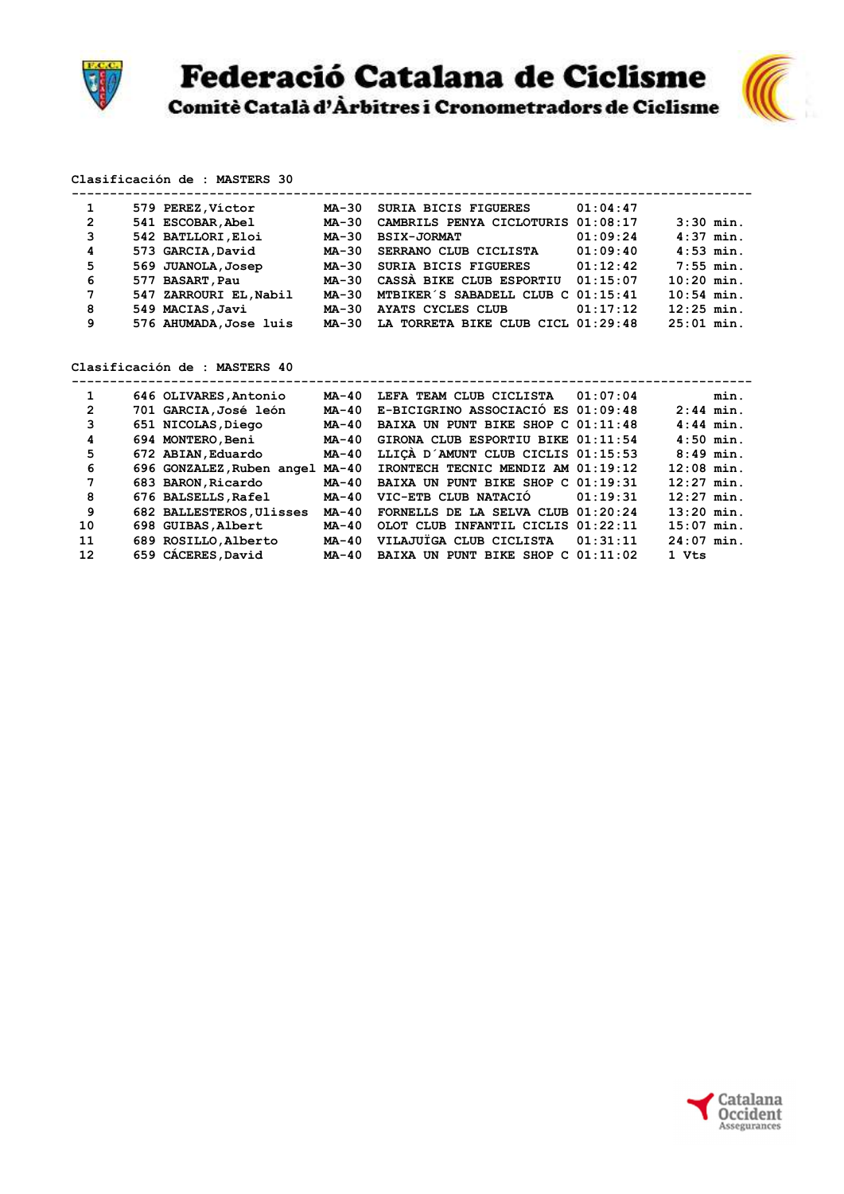# Federació Catalana de Ciclisme

## Comitè Català d'Àrbitres i Cronometradors de Ciclisme

Clasificación de : MASTERS 30

| | | | | | | |
|---|---|---|---|---|---|---|
| 1 | 579 | PEREZ,Víctor | MA-30 | SURIA BICIS FIGUERES | 01:04:47 | |
| 2 | 541 | ESCOBAR,Abel | MA-30 | CAMBRILS PENYA CICLOTURIS | 01:08:17 | 3:30 min. |
| 3 | 542 | BATLLORI,Eloi | MA-30 | BSIX-JORMAT | 01:09:24 | 4:37 min. |
| 4 | 573 | GARCIA,David | MA-30 | SERRANO CLUB CICLISTA | 01:09:40 | 4:53 min. |
| 5 | 569 | JUANOLA,Josep | MA-30 | SURIA BICIS FIGUERES | 01:12:42 | 7:55 min. |
| 6 | 577 | BASART,Pau | MA-30 | CASSÀ BIKE CLUB ESPORTIU | 01:15:07 | 10:20 min. |
| 7 | 547 | ZARROURI EL,Nabil | MA-30 | MTBIKER´S SABADELL CLUB C | 01:15:41 | 10:54 min. |
| 8 | 549 | MACIAS,Javi | MA-30 | AYATS CYCLES CLUB | 01:17:12 | 12:25 min. |
| 9 | 576 | AHUMADA,Jose luis | MA-30 | LA TORRETA BIKE CLUB CICL | 01:29:48 | 25:01 min. |

Clasificación de : MASTERS 40

| | | | | | | |
|---|---|---|---|---|---|---|
| 1 | 646 | OLIVARES,Antonio | MA-40 | LEFA TEAM CLUB CICLISTA | 01:07:04 | min. |
| 2 | 701 | GARCIA,José león | MA-40 | E-BICIGRINO ASSOCIACIÓ ES | 01:09:48 | 2:44 min. |
| 3 | 651 | NICOLAS,Diego | MA-40 | BAIXA UN PUNT BIKE SHOP C | 01:11:48 | 4:44 min. |
| 4 | 694 | MONTERO,Beni | MA-40 | GIRONA CLUB ESPORTIU BIKE | 01:11:54 | 4:50 min. |
| 5 | 672 | ABIAN,Eduardo | MA-40 | LLIÇÀ D´AMUNT CLUB CICLIS | 01:15:53 | 8:49 min. |
| 6 | 696 | GONZALEZ,Ruben angel | MA-40 | IRONTECH TECNIC MENDIZ AM | 01:19:12 | 12:08 min. |
| 7 | 683 | BARON,Ricardo | MA-40 | BAIXA UN PUNT BIKE SHOP C | 01:19:31 | 12:27 min. |
| 8 | 676 | BALSELLS,Rafel | MA-40 | VIC-ETB CLUB NATACIÓ | 01:19:31 | 12:27 min. |
| 9 | 682 | BALLESTEROS,Ulisses | MA-40 | FORNELLS DE LA SELVA CLUB | 01:20:24 | 13:20 min. |
| 10 | 698 | GUIBAS,Albert | MA-40 | OLOT CLUB INFANTIL CICLIS | 01:22:11 | 15:07 min. |
| 11 | 689 | ROSILLO,Alberto | MA-40 | VILAJUÏGA CLUB CICLISTA | 01:31:11 | 24:07 min. |
| 12 | 659 | CÁCERES,David | MA-40 | BAIXA UN PUNT BIKE SHOP C | 01:11:02 | 1 Vts |

Catalana Occident Assegurances